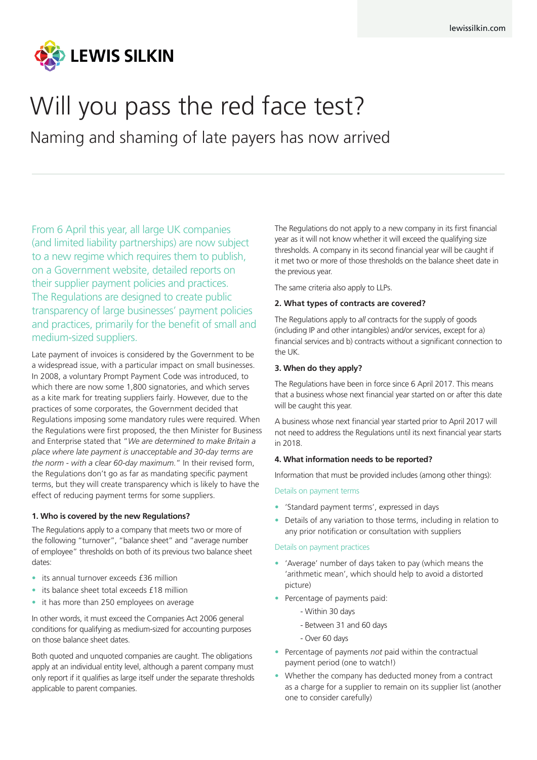# Will you pass the red face test?

## Naming and shaming of late payers has now arrived

From 6 April this year, all large UK companies (and limited liability partnerships) are now subject to a new regime which requires them to publish, on a Government website, detailed reports on their supplier payment policies and practices. The Regulations are designed to create public transparency of large businesses' payment policies and practices, primarily for the benefit of small and medium-sized suppliers.

Late payment of invoices is considered by the Government to be a widespread issue, with a particular impact on small businesses. In 2008, a voluntary Prompt Payment Code was introduced, to which there are now some 1,800 signatories, and which serves as a kite mark for treating suppliers fairly. However, due to the practices of some corporates, the Government decided that Regulations imposing some mandatory rules were required. When the Regulations were first proposed, the then Minister for Business and Enterprise stated that "*We are determined to make Britain a place where late payment is unacceptable and 30-day terms are the norm - with a clear 60-day maximum.*" In their revised form, the Regulations don't go as far as mandating specific payment terms, but they will create transparency which is likely to have the effect of reducing payment terms for some suppliers.

**1. Who is covered by the new Regulations?**

The Regulations apply to a company that meets two or more of the following "turnover", "balance sheet" and "average number of employee" thresholds on both of its previous two balance sheet dates:

- its annual turnover exceeds £36 million
- its balance sheet total exceeds £18 million
- it has more than 250 employees on average

In other words, it must exceed the Companies Act 2006 general conditions for qualifying as medium-sized for accounting purposes on those balance sheet dates.

Both quoted and unquoted companies are caught. The obligations apply at an individual entity level, although a parent company must only report if it qualifies as large itself under the separate thresholds applicable to parent companies.

The Regulations do not apply to a new company in its first financial year as it will not know whether it will exceed the qualifying size thresholds. A company in its second financial year will be caught if it met two or more of those thresholds on the balance sheet date in the previous year.

The same criteria also apply to LLPs.

**2. What types of contracts are covered?**

The Regulations apply to *all* contracts for the supply of goods (including IP and other intangibles) and/or services, except for a) financial services and b) contracts without a significant connection to the UK.

**3. When do they apply?**

The Regulations have been in force since 6 April 2017. This means that a business whose next financial year started on or after this date will be caught this year.

A business whose next financial year started prior to April 2017 will not need to address the Regulations until its next financial year starts in 2018.

**4. What information needs to be reported?**

Information that must be provided includes (among other things):

Details on payment terms

- 'Standard payment terms', expressed in days
- Details of any variation to those terms, including in relation to any prior notification or consultation with suppliers

Details on payment practices

- 'Average' number of days taken to pay (which means the 'arithmetic mean', which should help to avoid a distorted picture)
- Percentage of payments paid:
  - Within 30 days
  - Between 31 and 60 days
  - Over 60 days
- Percentage of payments *not* paid within the contractual payment period (one to watch!)
- Whether the company has deducted money from a contract as a charge for a supplier to remain on its supplier list (another one to consider carefully)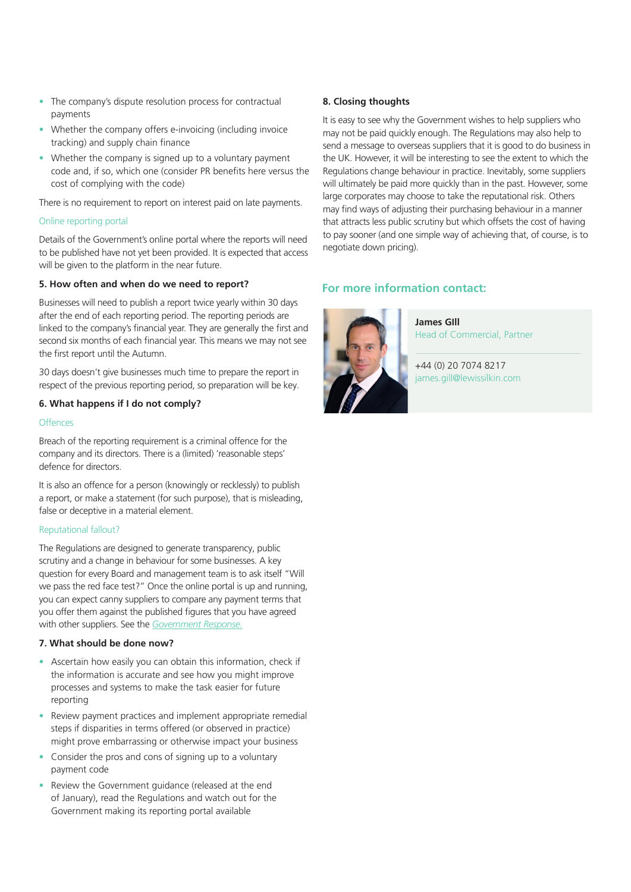- The company's dispute resolution process for contractual payments
- Whether the company offers e-invoicing (including invoice tracking) and supply chain finance
- Whether the company is signed up to a voluntary payment code and, if so, which one (consider PR benefits here versus the cost of complying with the code)

There is no requirement to report on interest paid on late payments.

Online reporting portal

Details of the Government's online portal where the reports will need to be published have not yet been provided. It is expected that access will be given to the platform in the near future.

### 5. How often and when do we need to report?

Businesses will need to publish a report twice yearly within 30 days after the end of each reporting period. The reporting periods are linked to the company's financial year. They are generally the first and second six months of each financial year. This means we may not see the first report until the Autumn.

30 days doesn't give businesses much time to prepare the report in respect of the previous reporting period, so preparation will be key.

### 6. What happens if I do not comply?

Offences

Breach of the reporting requirement is a criminal offence for the company and its directors. There is a (limited) 'reasonable steps' defence for directors.

It is also an offence for a person (knowingly or recklessly) to publish a report, or make a statement (for such purpose), that is misleading, false or deceptive in a material element.

Reputational fallout?

The Regulations are designed to generate transparency, public scrutiny and a change in behaviour for some businesses. A key question for every Board and management team is to ask itself "Will we pass the red face test?" Once the online portal is up and running, you can expect canny suppliers to compare any payment terms that you offer them against the published figures that you have agreed with other suppliers. See the *Government Response.*

### 7. What should be done now?

- Ascertain how easily you can obtain this information, check if the information is accurate and see how you might improve processes and systems to make the task easier for future reporting
- Review payment practices and implement appropriate remedial steps if disparities in terms offered (or observed in practice) might prove embarrassing or otherwise impact your business
- Consider the pros and cons of signing up to a voluntary payment code
- Review the Government guidance (released at the end of January), read the Regulations and watch out for the Government making its reporting portal available

### 8. Closing thoughts

It is easy to see why the Government wishes to help suppliers who may not be paid quickly enough. The Regulations may also help to send a message to overseas suppliers that it is good to do business in the UK. However, it will be interesting to see the extent to which the Regulations change behaviour in practice. Inevitably, some suppliers will ultimately be paid more quickly than in the past. However, some large corporates may choose to take the reputational risk. Others may find ways of adjusting their purchasing behaviour in a manner that attracts less public scrutiny but which offsets the cost of having to pay sooner (and one simple way of achieving that, of course, is to negotiate down pricing).

## For more information contact:

**James Gill**
Head of Commercial, Partner

+44 (0) 20 7074 8217
james.gill@lewissilkin.com